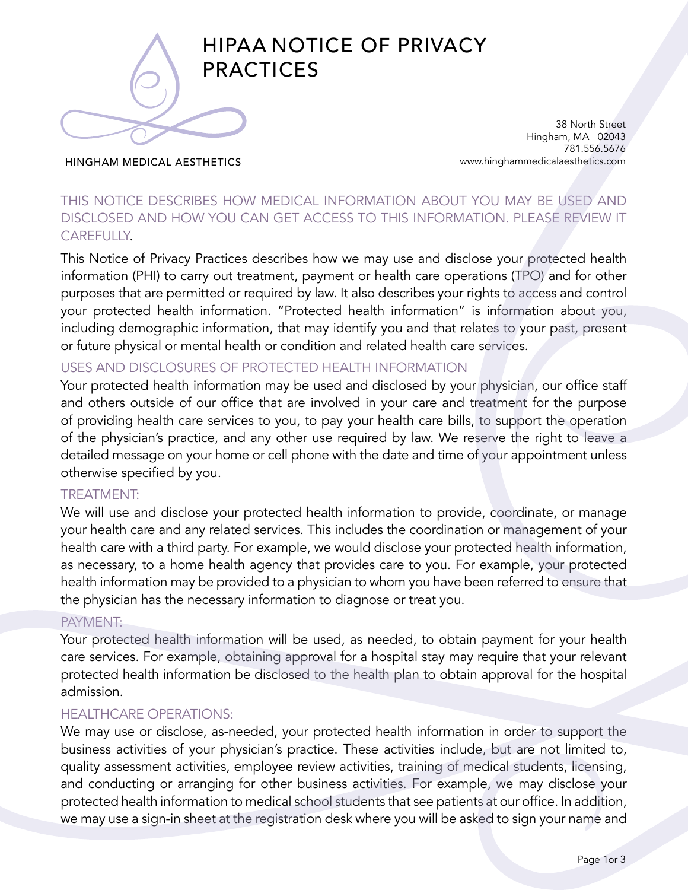# HIPAA NOTICE OF PRIVACY PRACTICES

HINGHAM MEDICAL AESTHETICS

38 North Street
Hingham, MA 02043
781.556.5676
www.hinghammedicalaesthetics.com

## THIS NOTICE DESCRIBES HOW MEDICAL INFORMATION ABOUT YOU MAY BE USED AND DISCLOSED AND HOW YOU CAN GET ACCESS TO THIS INFORMATION. PLEASE REVIEW IT CAREFULLY.

This Notice of Privacy Practices describes how we may use and disclose your protected health information (PHI) to carry out treatment, payment or health care operations (TPO) and for other purposes that are permitted or required by law. It also describes your rights to access and control your protected health information. "Protected health information" is information about you, including demographic information, that may identify you and that relates to your past, present or future physical or mental health or condition and related health care services.

### USES AND DISCLOSURES OF PROTECTED HEALTH INFORMATION

Your protected health information may be used and disclosed by your physician, our office staff and others outside of our office that are involved in your care and treatment for the purpose of providing health care services to you, to pay your health care bills, to support the operation of the physician's practice, and any other use required by law. We reserve the right to leave a detailed message on your home or cell phone with the date and time of your appointment unless otherwise specified by you.

### TREATMENT:

We will use and disclose your protected health information to provide, coordinate, or manage your health care and any related services. This includes the coordination or management of your health care with a third party. For example, we would disclose your protected health information, as necessary, to a home health agency that provides care to you. For example, your protected health information may be provided to a physician to whom you have been referred to ensure that the physician has the necessary information to diagnose or treat you.

### PAYMENT:

Your protected health information will be used, as needed, to obtain payment for your health care services. For example, obtaining approval for a hospital stay may require that your relevant protected health information be disclosed to the health plan to obtain approval for the hospital admission.

### HEALTHCARE OPERATIONS:

We may use or disclose, as-needed, your protected health information in order to support the business activities of your physician's practice. These activities include, but are not limited to, quality assessment activities, employee review activities, training of medical students, licensing, and conducting or arranging for other business activities. For example, we may disclose your protected health information to medical school students that see patients at our office. In addition, we may use a sign-in sheet at the registration desk where you will be asked to sign your name and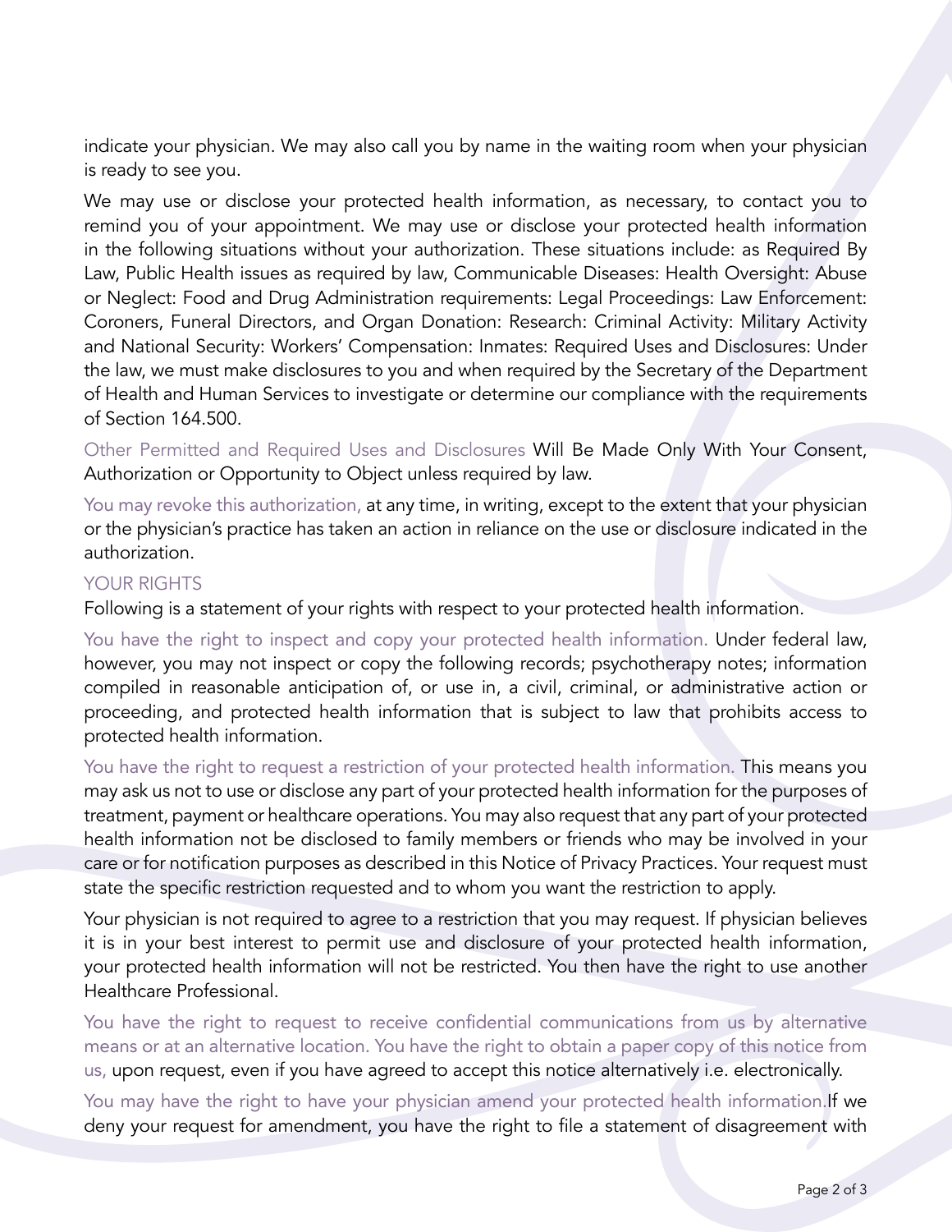indicate your physician. We may also call you by name in the waiting room when your physician is ready to see you.

We may use or disclose your protected health information, as necessary, to contact you to remind you of your appointment. We may use or disclose your protected health information in the following situations without your authorization. These situations include: as Required By Law, Public Health issues as required by law, Communicable Diseases: Health Oversight: Abuse or Neglect: Food and Drug Administration requirements: Legal Proceedings: Law Enforcement: Coroners, Funeral Directors, and Organ Donation: Research: Criminal Activity: Military Activity and National Security: Workers' Compensation: Inmates: Required Uses and Disclosures: Under the law, we must make disclosures to you and when required by the Secretary of the Department of Health and Human Services to investigate or determine our compliance with the requirements of Section 164.500.

Other Permitted and Required Uses and Disclosures Will Be Made Only With Your Consent, Authorization or Opportunity to Object unless required by law.

You may revoke this authorization, at any time, in writing, except to the extent that your physician or the physician's practice has taken an action in reliance on the use or disclosure indicated in the authorization.

## YOUR RIGHTS

Following is a statement of your rights with respect to your protected health information.

You have the right to inspect and copy your protected health information. Under federal law, however, you may not inspect or copy the following records; psychotherapy notes; information compiled in reasonable anticipation of, or use in, a civil, criminal, or administrative action or proceeding, and protected health information that is subject to law that prohibits access to protected health information.

You have the right to request a restriction of your protected health information. This means you may ask us not to use or disclose any part of your protected health information for the purposes of treatment, payment or healthcare operations. You may also request that any part of your protected health information not be disclosed to family members or friends who may be involved in your care or for notification purposes as described in this Notice of Privacy Practices. Your request must state the specific restriction requested and to whom you want the restriction to apply.

Your physician is not required to agree to a restriction that you may request. If physician believes it is in your best interest to permit use and disclosure of your protected health information, your protected health information will not be restricted. You then have the right to use another Healthcare Professional.

You have the right to request to receive confidential communications from us by alternative means or at an alternative location. You have the right to obtain a paper copy of this notice from us, upon request, even if you have agreed to accept this notice alternatively i.e. electronically.

You may have the right to have your physician amend your protected health information.If we deny your request for amendment, you have the right to file a statement of disagreement with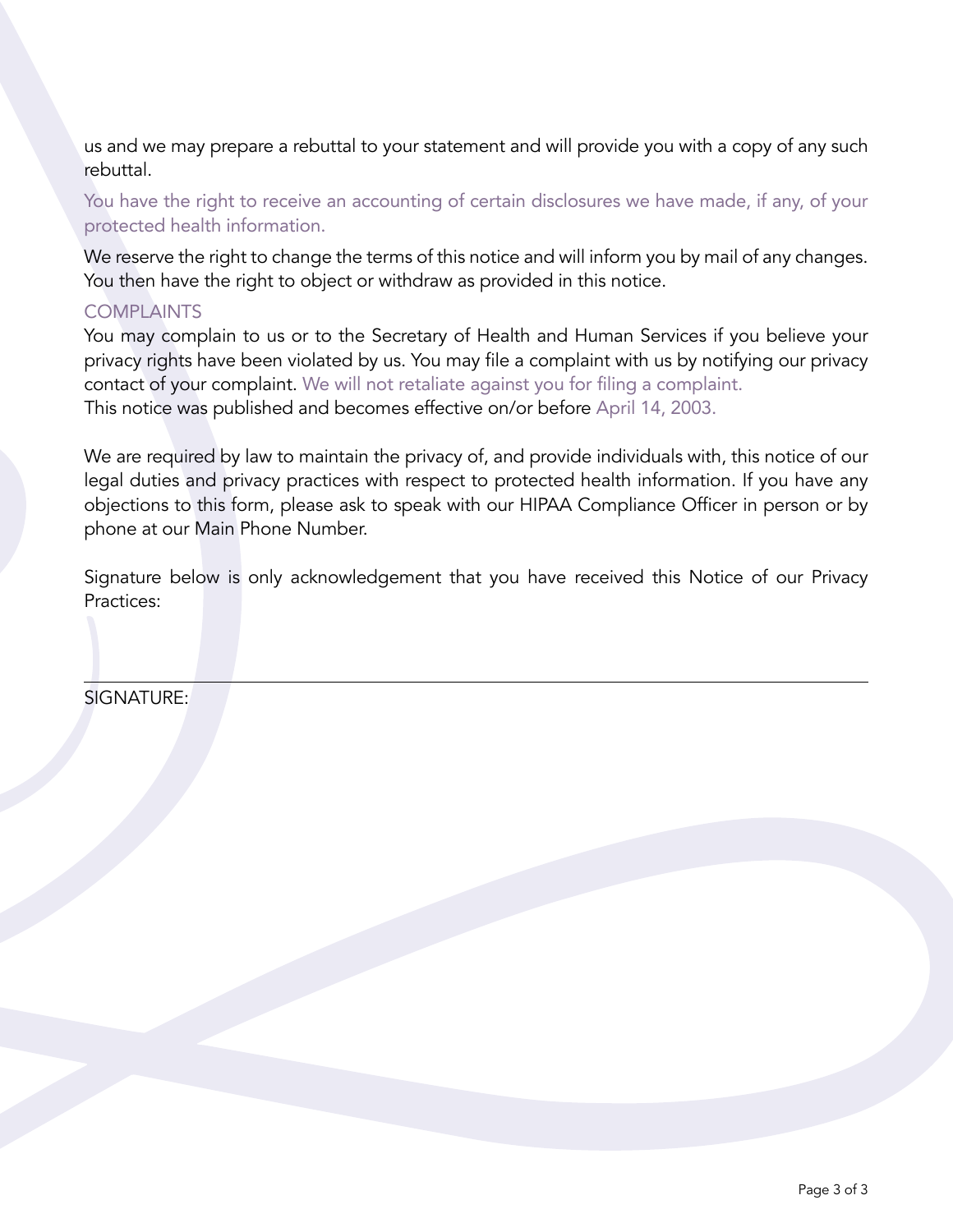us and we may prepare a rebuttal to your statement and will provide you with a copy of any such rebuttal.

You have the right to receive an accounting of certain disclosures we have made, if any, of your protected health information.

We reserve the right to change the terms of this notice and will inform you by mail of any changes. You then have the right to object or withdraw as provided in this notice.

## COMPLAINTS

You may complain to us or to the Secretary of Health and Human Services if you believe your privacy rights have been violated by us. You may file a complaint with us by notifying our privacy contact of your complaint. We will not retaliate against you for filing a complaint.
This notice was published and becomes effective on/or before April 14, 2003.

We are required by law to maintain the privacy of, and provide individuals with, this notice of our legal duties and privacy practices with respect to protected health information. If you have any objections to this form, please ask to speak with our HIPAA Compliance Officer in person or by phone at our Main Phone Number.

Signature below is only acknowledgement that you have received this Notice of our Privacy Practices:

SIGNATURE: ______________________________